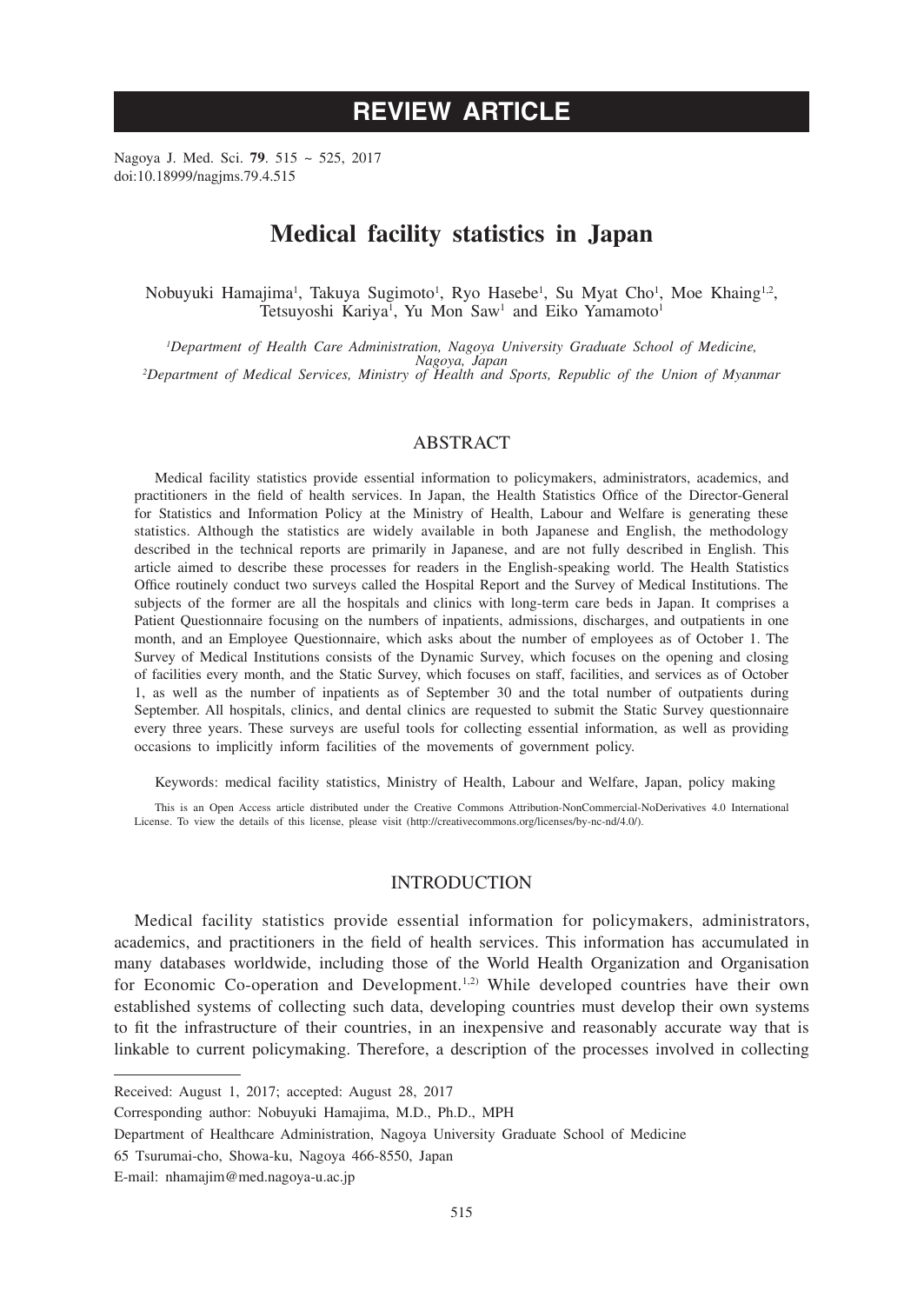# REVIEW ARTICLE

Nagoya J. Med. Sci. **79**. 515 ~ 525, 2017
doi:10.18999/nagjms.79.4.515

# Medical facility statistics in Japan

Nobuyuki Hamajima[1], Takuya Sugimoto[1], Ryo Hasebe[1], Su Myat Cho[1], Moe Khaing[1,2], Tetsuyoshi Kariya[1], Yu Mon Saw[1] and Eiko Yamamoto[1]

[1]*Department of Health Care Administration, Nagoya University Graduate School of Medicine, Nagoya, Japan*
[2]*Department of Medical Services, Ministry of Health and Sports, Republic of the Union of Myanmar*

## ABSTRACT

Medical facility statistics provide essential information to policymakers, administrators, academics, and practitioners in the field of health services. In Japan, the Health Statistics Office of the Director-General for Statistics and Information Policy at the Ministry of Health, Labour and Welfare is generating these statistics. Although the statistics are widely available in both Japanese and English, the methodology described in the technical reports are primarily in Japanese, and are not fully described in English. This article aimed to describe these processes for readers in the English-speaking world. The Health Statistics Office routinely conduct two surveys called the Hospital Report and the Survey of Medical Institutions. The subjects of the former are all the hospitals and clinics with long-term care beds in Japan. It comprises a Patient Questionnaire focusing on the numbers of inpatients, admissions, discharges, and outpatients in one month, and an Employee Questionnaire, which asks about the number of employees as of October 1. The Survey of Medical Institutions consists of the Dynamic Survey, which focuses on the opening and closing of facilities every month, and the Static Survey, which focuses on staff, facilities, and services as of October 1, as well as the number of inpatients as of September 30 and the total number of outpatients during September. All hospitals, clinics, and dental clinics are requested to submit the Static Survey questionnaire every three years. These surveys are useful tools for collecting essential information, as well as providing occasions to implicitly inform facilities of the movements of government policy.

Keywords: medical facility statistics, Ministry of Health, Labour and Welfare, Japan, policy making

This is an Open Access article distributed under the Creative Commons Attribution-NonCommercial-NoDerivatives 4.0 International License. To view the details of this license, please visit (http://creativecommons.org/licenses/by-nc-nd/4.0/).

## INTRODUCTION

Medical facility statistics provide essential information for policymakers, administrators, academics, and practitioners in the field of health services. This information has accumulated in many databases worldwide, including those of the World Health Organization and Organisation for Economic Co-operation and Development.[1,2] While developed countries have their own established systems of collecting such data, developing countries must develop their own systems to fit the infrastructure of their countries, in an inexpensive and reasonably accurate way that is linkable to current policymaking. Therefore, a description of the processes involved in collecting

---

Received: August 1, 2017; accepted: August 28, 2017

Corresponding author: Nobuyuki Hamajima, M.D., Ph.D., MPH

Department of Healthcare Administration, Nagoya University Graduate School of Medicine

65 Tsurumai-cho, Showa-ku, Nagoya 466-8550, Japan

E-mail: nhamajim@med.nagoya-u.ac.jp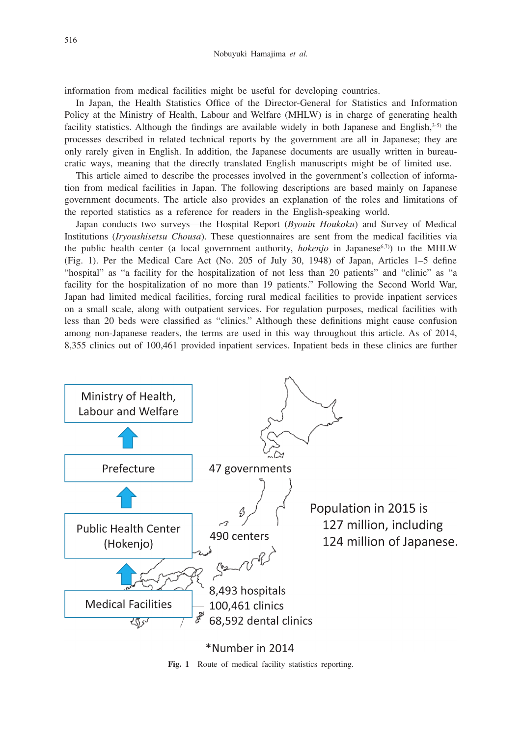information from medical facilities might be useful for developing countries.

In Japan, the Health Statistics Office of the Director-General for Statistics and Information Policy at the Ministry of Health, Labour and Welfare (MHLW) is in charge of generating health facility statistics. Although the findings are available widely in both Japanese and English,[3-5] the processes described in related technical reports by the government are all in Japanese; they are only rarely given in English. In addition, the Japanese documents are usually written in bureaucratic ways, meaning that the directly translated English manuscripts might be of limited use.

This article aimed to describe the processes involved in the government's collection of information from medical facilities in Japan. The following descriptions are based mainly on Japanese government documents. The article also provides an explanation of the roles and limitations of the reported statistics as a reference for readers in the English-speaking world.

Japan conducts two surveys—the Hospital Report (*Byouin Houkoku*) and Survey of Medical Institutions (*Iryoushisetsu Chousa*). These questionnaires are sent from the medical facilities via the public health center (a local government authority, *hokenjo* in Japanese[6,7]) to the MHLW (Fig. 1). Per the Medical Care Act (No. 205 of July 30, 1948) of Japan, Articles 1–5 define "hospital" as "a facility for the hospitalization of not less than 20 patients" and "clinic" as "a facility for the hospitalization of no more than 19 patients." Following the Second World War, Japan had limited medical facilities, forcing rural medical facilities to provide inpatient services on a small scale, along with outpatient services. For regulation purposes, medical facilities with less than 20 beds were classified as "clinics." Although these definitions might cause confusion among non-Japanese readers, the terms are used in this way throughout this article. As of 2014, 8,355 clinics out of 100,461 provided inpatient services. Inpatient beds in these clinics are further

Ministry of Health, Labour and Welfare
↑
Prefecture — 47 governments
↑
Public Health Center (Hokenjo) — 490 centers
↑
Medical Facilities — 8,493 hospitals, 100,461 clinics, 68,592 dental clinics

Population in 2015 is 127 million, including 124 million of Japanese.

*Number in 2014

**Fig. 1** Route of medical facility statistics reporting.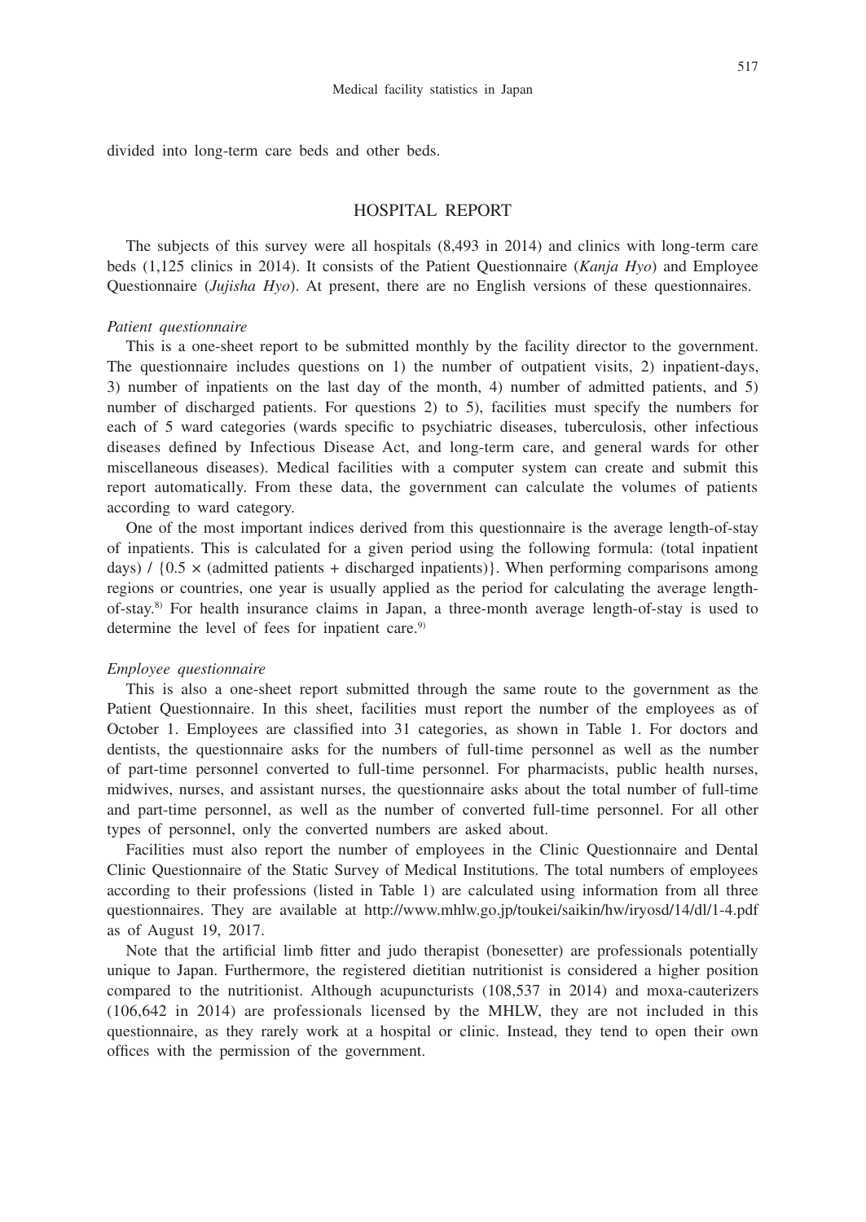divided into long-term care beds and other beds.

## HOSPITAL REPORT

The subjects of this survey were all hospitals (8,493 in 2014) and clinics with long-term care beds (1,125 clinics in 2014). It consists of the Patient Questionnaire (*Kanja Hyo*) and Employee Questionnaire (*Jujisha Hyo*). At present, there are no English versions of these questionnaires.

### *Patient questionnaire*

This is a one-sheet report to be submitted monthly by the facility director to the government. The questionnaire includes questions on 1) the number of outpatient visits, 2) inpatient-days, 3) number of inpatients on the last day of the month, 4) number of admitted patients, and 5) number of discharged patients. For questions 2) to 5), facilities must specify the numbers for each of 5 ward categories (wards specific to psychiatric diseases, tuberculosis, other infectious diseases defined by Infectious Disease Act, and long-term care, and general wards for other miscellaneous diseases). Medical facilities with a computer system can create and submit this report automatically. From these data, the government can calculate the volumes of patients according to ward category.

One of the most important indices derived from this questionnaire is the average length-of-stay of inpatients. This is calculated for a given period using the following formula: (total inpatient days) / $\{0.5 \times$ (admitted patients + discharged inpatients)$\}$. When performing comparisons among regions or countries, one year is usually applied as the period for calculating the average length-of-stay.[8] For health insurance claims in Japan, a three-month average length-of-stay is used to determine the level of fees for inpatient care.[9]

### *Employee questionnaire*

This is also a one-sheet report submitted through the same route to the government as the Patient Questionnaire. In this sheet, facilities must report the number of the employees as of October 1. Employees are classified into 31 categories, as shown in Table 1. For doctors and dentists, the questionnaire asks for the numbers of full-time personnel as well as the number of part-time personnel converted to full-time personnel. For pharmacists, public health nurses, midwives, nurses, and assistant nurses, the questionnaire asks about the total number of full-time and part-time personnel, as well as the number of converted full-time personnel. For all other types of personnel, only the converted numbers are asked about.

Facilities must also report the number of employees in the Clinic Questionnaire and Dental Clinic Questionnaire of the Static Survey of Medical Institutions. The total numbers of employees according to their professions (listed in Table 1) are calculated using information from all three questionnaires. They are available at http://www.mhlw.go.jp/toukei/saikin/hw/iryosd/14/dl/1-4.pdf as of August 19, 2017.

Note that the artificial limb fitter and judo therapist (bonesetter) are professionals potentially unique to Japan. Furthermore, the registered dietitian nutritionist is considered a higher position compared to the nutritionist. Although acupuncturists (108,537 in 2014) and moxa-cauterizers (106,642 in 2014) are professionals licensed by the MHLW, they are not included in this questionnaire, as they rarely work at a hospital or clinic. Instead, they tend to open their own offices with the permission of the government.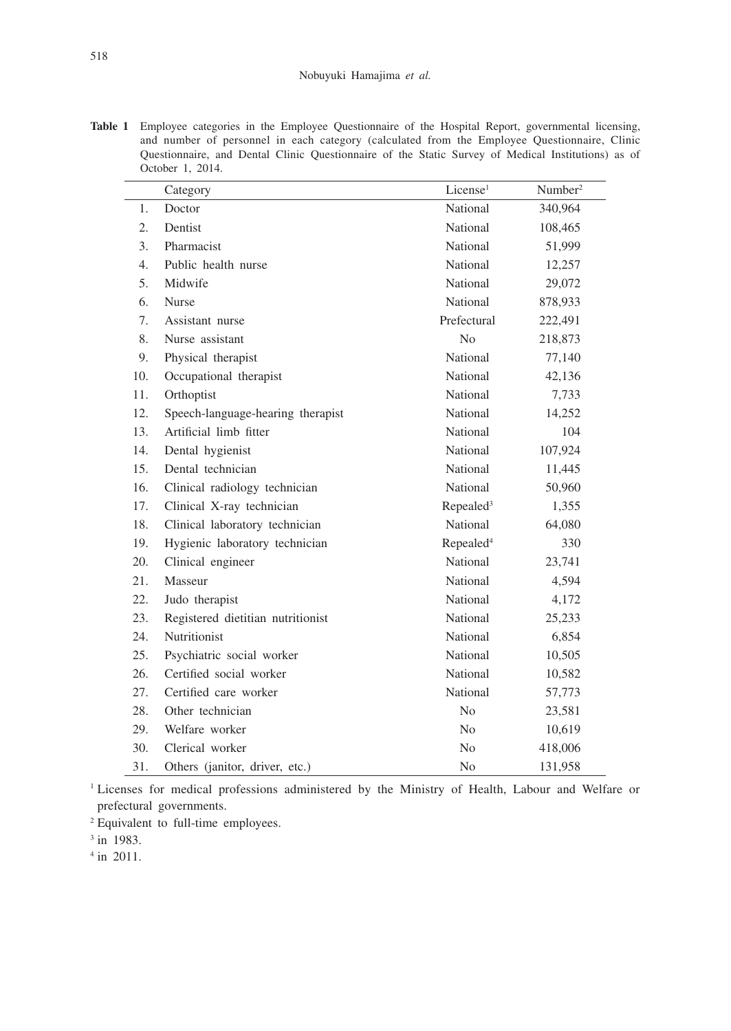**Table 1** Employee categories in the Employee Questionnaire of the Hospital Report, governmental licensing, and number of personnel in each category (calculated from the Employee Questionnaire, Clinic Questionnaire, and Dental Clinic Questionnaire of the Static Survey of Medical Institutions) as of October 1, 2014.

| | Category | License[1] | Number[2] |
|---|---|---|---|
| 1. | Doctor | National | 340,964 |
| 2. | Dentist | National | 108,465 |
| 3. | Pharmacist | National | 51,999 |
| 4. | Public health nurse | National | 12,257 |
| 5. | Midwife | National | 29,072 |
| 6. | Nurse | National | 878,933 |
| 7. | Assistant nurse | Prefectural | 222,491 |
| 8. | Nurse assistant | No | 218,873 |
| 9. | Physical therapist | National | 77,140 |
| 10. | Occupational therapist | National | 42,136 |
| 11. | Orthoptist | National | 7,733 |
| 12. | Speech-language-hearing therapist | National | 14,252 |
| 13. | Artificial limb fitter | National | 104 |
| 14. | Dental hygienist | National | 107,924 |
| 15. | Dental technician | National | 11,445 |
| 16. | Clinical radiology technician | National | 50,960 |
| 17. | Clinical X-ray technician | Repealed[3] | 1,355 |
| 18. | Clinical laboratory technician | National | 64,080 |
| 19. | Hygienic laboratory technician | Repealed[4] | 330 |
| 20. | Clinical engineer | National | 23,741 |
| 21. | Masseur | National | 4,594 |
| 22. | Judo therapist | National | 4,172 |
| 23. | Registered dietitian nutritionist | National | 25,233 |
| 24. | Nutritionist | National | 6,854 |
| 25. | Psychiatric social worker | National | 10,505 |
| 26. | Certified social worker | National | 10,582 |
| 27. | Certified care worker | National | 57,773 |
| 28. | Other technician | No | 23,581 |
| 29. | Welfare worker | No | 10,619 |
| 30. | Clerical worker | No | 418,006 |
| 31. | Others (janitor, driver, etc.) | No | 131,958 |

[1] Licenses for medical professions administered by the Ministry of Health, Labour and Welfare or prefectural governments.

[2] Equivalent to full-time employees.

[3] in 1983.

[4] in 2011.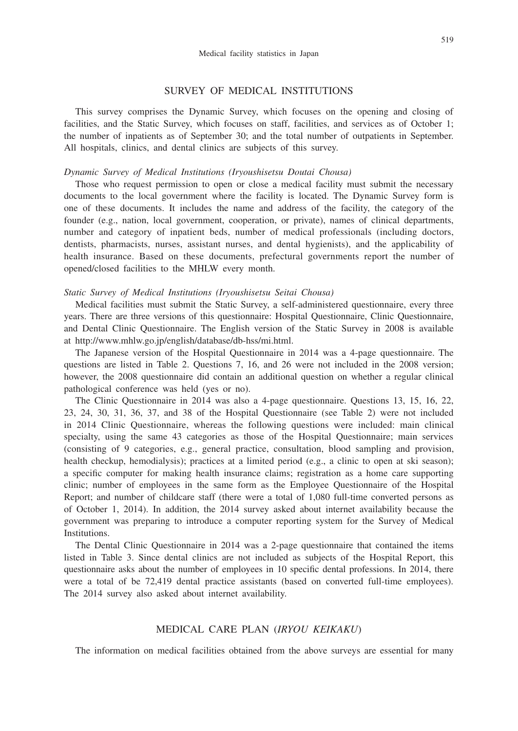## SURVEY OF MEDICAL INSTITUTIONS

This survey comprises the Dynamic Survey, which focuses on the opening and closing of facilities, and the Static Survey, which focuses on staff, facilities, and services as of October 1; the number of inpatients as of September 30; and the total number of outpatients in September. All hospitals, clinics, and dental clinics are subjects of this survey.

### *Dynamic Survey of Medical Institutions (Iryoushisetsu Doutai Chousa)*

Those who request permission to open or close a medical facility must submit the necessary documents to the local government where the facility is located. The Dynamic Survey form is one of these documents. It includes the name and address of the facility, the category of the founder (e.g., nation, local government, cooperation, or private), names of clinical departments, number and category of inpatient beds, number of medical professionals (including doctors, dentists, pharmacists, nurses, assistant nurses, and dental hygienists), and the applicability of health insurance. Based on these documents, prefectural governments report the number of opened/closed facilities to the MHLW every month.

### *Static Survey of Medical Institutions (Iryoushisetsu Seitai Chousa)*

Medical facilities must submit the Static Survey, a self-administered questionnaire, every three years. There are three versions of this questionnaire: Hospital Questionnaire, Clinic Questionnaire, and Dental Clinic Questionnaire. The English version of the Static Survey in 2008 is available at http://www.mhlw.go.jp/english/database/db-hss/mi.html.

The Japanese version of the Hospital Questionnaire in 2014 was a 4-page questionnaire. The questions are listed in Table 2. Questions 7, 16, and 26 were not included in the 2008 version; however, the 2008 questionnaire did contain an additional question on whether a regular clinical pathological conference was held (yes or no).

The Clinic Questionnaire in 2014 was also a 4-page questionnaire. Questions 13, 15, 16, 22, 23, 24, 30, 31, 36, 37, and 38 of the Hospital Questionnaire (see Table 2) were not included in 2014 Clinic Questionnaire, whereas the following questions were included: main clinical specialty, using the same 43 categories as those of the Hospital Questionnaire; main services (consisting of 9 categories, e.g., general practice, consultation, blood sampling and provision, health checkup, hemodialysis); practices at a limited period (e.g., a clinic to open at ski season); a specific computer for making health insurance claims; registration as a home care supporting clinic; number of employees in the same form as the Employee Questionnaire of the Hospital Report; and number of childcare staff (there were a total of 1,080 full-time converted persons as of October 1, 2014). In addition, the 2014 survey asked about internet availability because the government was preparing to introduce a computer reporting system for the Survey of Medical Institutions.

The Dental Clinic Questionnaire in 2014 was a 2-page questionnaire that contained the items listed in Table 3. Since dental clinics are not included as subjects of the Hospital Report, this questionnaire asks about the number of employees in 10 specific dental professions. In 2014, there were a total of be 72,419 dental practice assistants (based on converted full-time employees). The 2014 survey also asked about internet availability.

## MEDICAL CARE PLAN (*IRYOU KEIKAKU*)

The information on medical facilities obtained from the above surveys are essential for many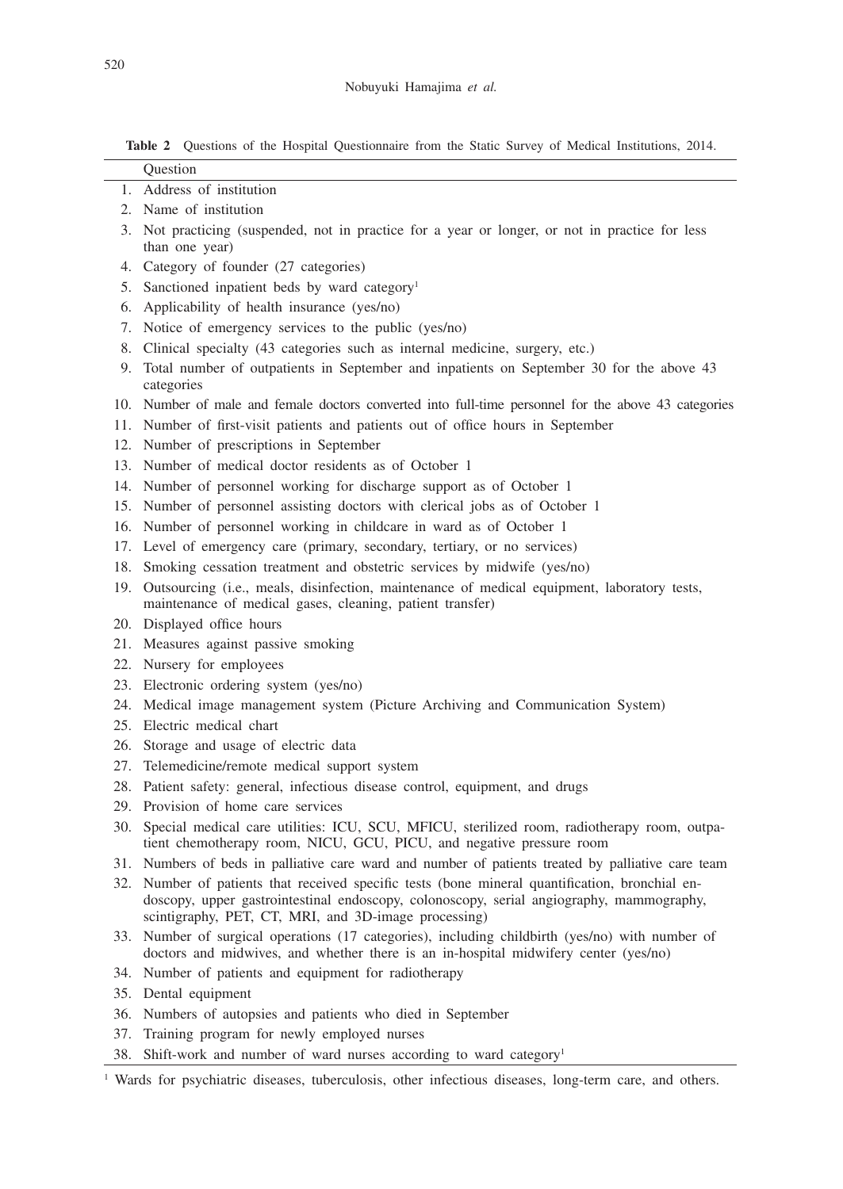**Table 2** Questions of the Hospital Questionnaire from the Static Survey of Medical Institutions, 2014.

| | Question |
|---|---|
| 1. | Address of institution |
| 2. | Name of institution |
| 3. | Not practicing (suspended, not in practice for a year or longer, or not in practice for less than one year) |
| 4. | Category of founder (27 categories) |
| 5. | Sanctioned inpatient beds by ward category[1] |
| 6. | Applicability of health insurance (yes/no) |
| 7. | Notice of emergency services to the public (yes/no) |
| 8. | Clinical specialty (43 categories such as internal medicine, surgery, etc.) |
| 9. | Total number of outpatients in September and inpatients on September 30 for the above 43 categories |
| 10. | Number of male and female doctors converted into full-time personnel for the above 43 categories |
| 11. | Number of first-visit patients and patients out of office hours in September |
| 12. | Number of prescriptions in September |
| 13. | Number of medical doctor residents as of October 1 |
| 14. | Number of personnel working for discharge support as of October 1 |
| 15. | Number of personnel assisting doctors with clerical jobs as of October 1 |
| 16. | Number of personnel working in childcare in ward as of October 1 |
| 17. | Level of emergency care (primary, secondary, tertiary, or no services) |
| 18. | Smoking cessation treatment and obstetric services by midwife (yes/no) |
| 19. | Outsourcing (i.e., meals, disinfection, maintenance of medical equipment, laboratory tests, maintenance of medical gases, cleaning, patient transfer) |
| 20. | Displayed office hours |
| 21. | Measures against passive smoking |
| 22. | Nursery for employees |
| 23. | Electronic ordering system (yes/no) |
| 24. | Medical image management system (Picture Archiving and Communication System) |
| 25. | Electric medical chart |
| 26. | Storage and usage of electric data |
| 27. | Telemedicine/remote medical support system |
| 28. | Patient safety: general, infectious disease control, equipment, and drugs |
| 29. | Provision of home care services |
| 30. | Special medical care utilities: ICU, SCU, MFICU, sterilized room, radiotherapy room, outpatient chemotherapy room, NICU, GCU, PICU, and negative pressure room |
| 31. | Numbers of beds in palliative care ward and number of patients treated by palliative care team |
| 32. | Number of patients that received specific tests (bone mineral quantification, bronchial endoscopy, upper gastrointestinal endoscopy, colonoscopy, serial angiography, mammography, scintigraphy, PET, CT, MRI, and 3D-image processing) |
| 33. | Number of surgical operations (17 categories), including childbirth (yes/no) with number of doctors and midwives, and whether there is an in-hospital midwifery center (yes/no) |
| 34. | Number of patients and equipment for radiotherapy |
| 35. | Dental equipment |
| 36. | Numbers of autopsies and patients who died in September |
| 37. | Training program for newly employed nurses |
| 38. | Shift-work and number of ward nurses according to ward category[1] |

[1] Wards for psychiatric diseases, tuberculosis, other infectious diseases, long-term care, and others.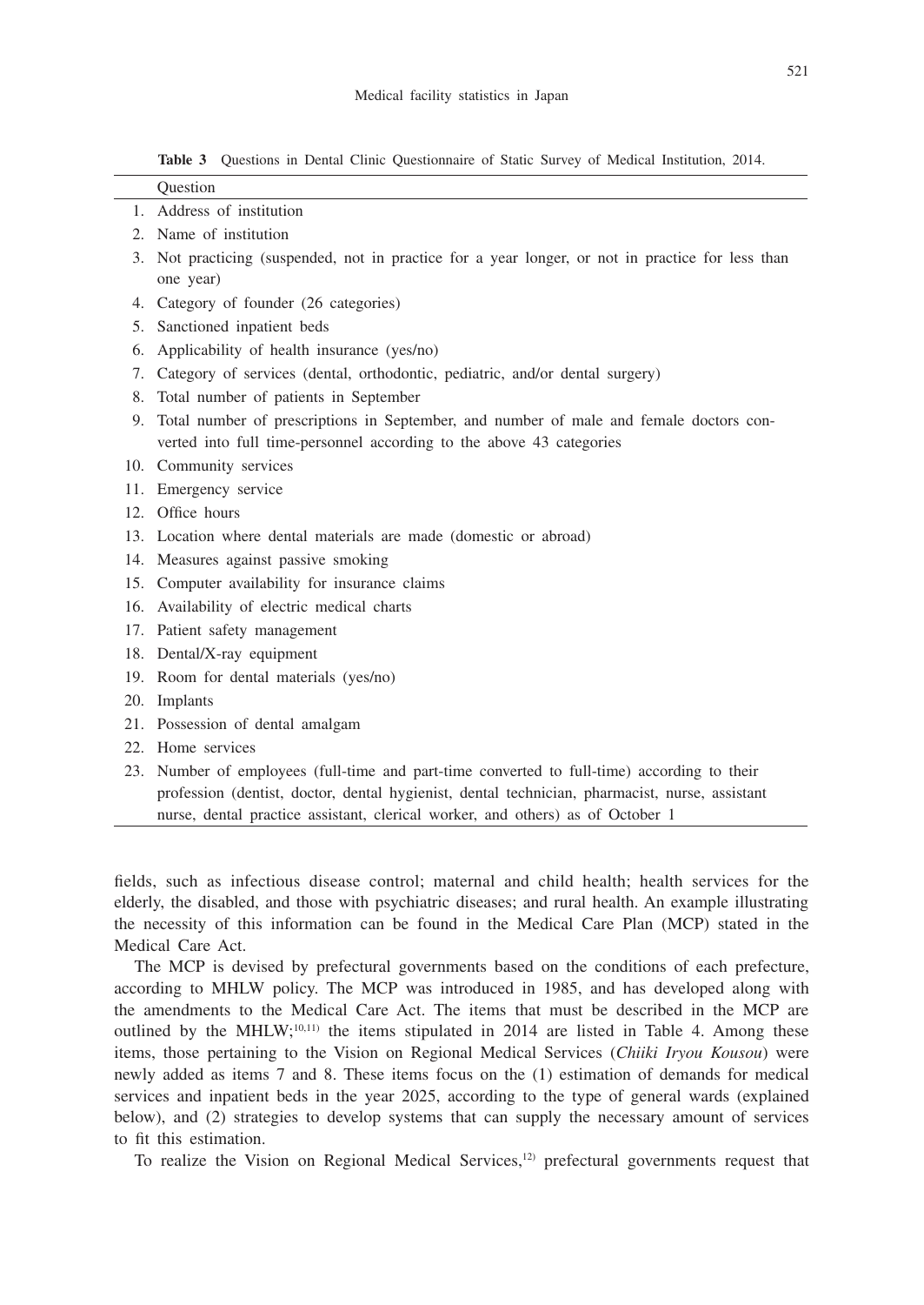**Table 3** Questions in Dental Clinic Questionnaire of Static Survey of Medical Institution, 2014.

| | Question |
|---|---|
| 1. | Address of institution |
| 2. | Name of institution |
| 3. | Not practicing (suspended, not in practice for a year longer, or not in practice for less than one year) |
| 4. | Category of founder (26 categories) |
| 5. | Sanctioned inpatient beds |
| 6. | Applicability of health insurance (yes/no) |
| 7. | Category of services (dental, orthodontic, pediatric, and/or dental surgery) |
| 8. | Total number of patients in September |
| 9. | Total number of prescriptions in September, and number of male and female doctors converted into full time-personnel according to the above 43 categories |
| 10. | Community services |
| 11. | Emergency service |
| 12. | Office hours |
| 13. | Location where dental materials are made (domestic or abroad) |
| 14. | Measures against passive smoking |
| 15. | Computer availability for insurance claims |
| 16. | Availability of electric medical charts |
| 17. | Patient safety management |
| 18. | Dental/X-ray equipment |
| 19. | Room for dental materials (yes/no) |
| 20. | Implants |
| 21. | Possession of dental amalgam |
| 22. | Home services |
| 23. | Number of employees (full-time and part-time converted to full-time) according to their profession (dentist, doctor, dental hygienist, dental technician, pharmacist, nurse, assistant nurse, dental practice assistant, clerical worker, and others) as of October 1 |

fields, such as infectious disease control; maternal and child health; health services for the elderly, the disabled, and those with psychiatric diseases; and rural health. An example illustrating the necessity of this information can be found in the Medical Care Plan (MCP) stated in the Medical Care Act.

The MCP is devised by prefectural governments based on the conditions of each prefecture, according to MHLW policy. The MCP was introduced in 1985, and has developed along with the amendments to the Medical Care Act. The items that must be described in the MCP are outlined by the MHLW;[10,11] the items stipulated in 2014 are listed in Table 4. Among these items, those pertaining to the Vision on Regional Medical Services (*Chiiki Iryou Kousou*) were newly added as items 7 and 8. These items focus on the (1) estimation of demands for medical services and inpatient beds in the year 2025, according to the type of general wards (explained below), and (2) strategies to develop systems that can supply the necessary amount of services to fit this estimation.

To realize the Vision on Regional Medical Services,[12] prefectural governments request that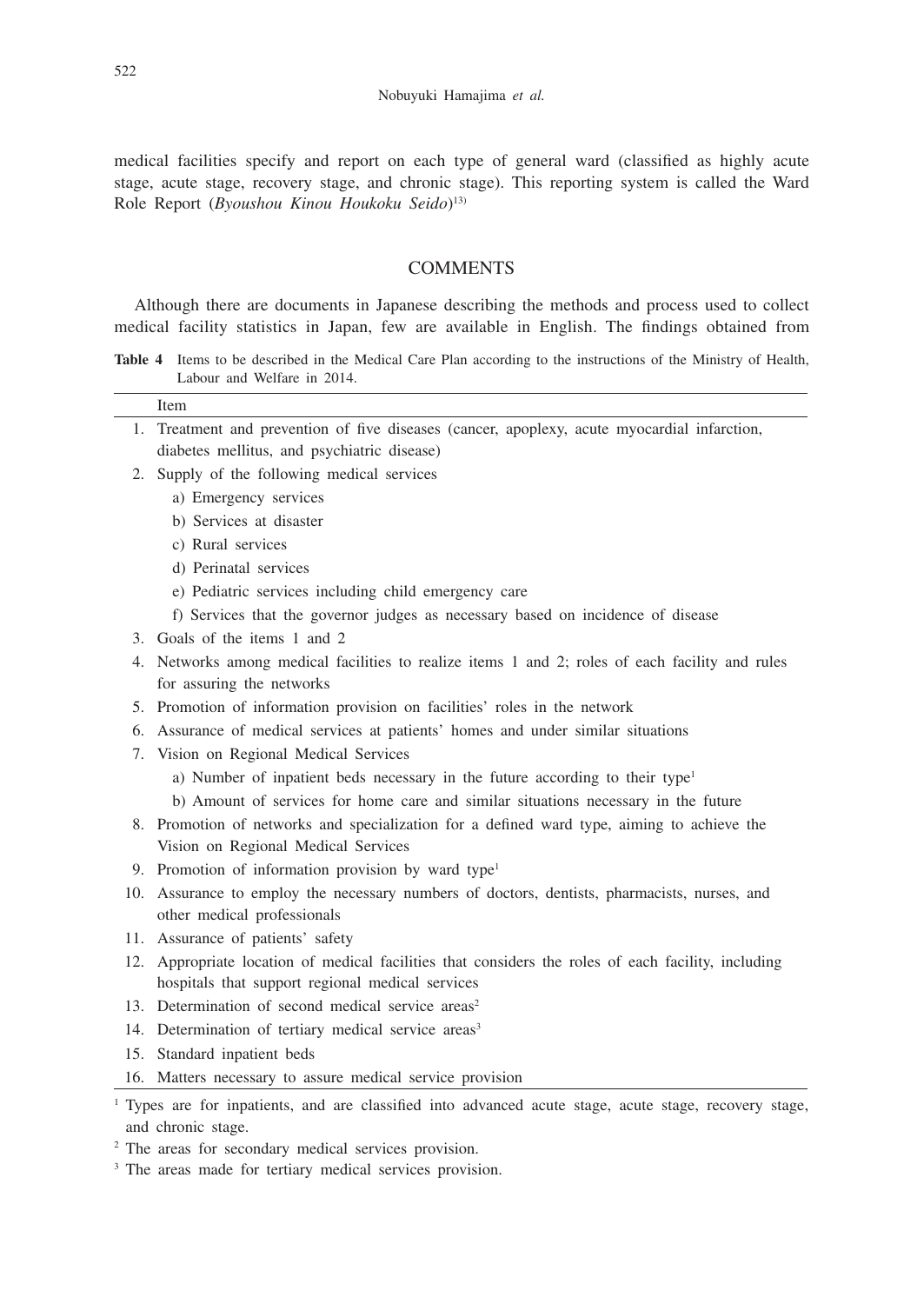medical facilities specify and report on each type of general ward (classified as highly acute stage, acute stage, recovery stage, and chronic stage). This reporting system is called the Ward Role Report (*Byoushou Kinou Houkoku Seido*)[13]

## COMMENTS

Although there are documents in Japanese describing the methods and process used to collect medical facility statistics in Japan, few are available in English. The findings obtained from

**Table 4** Items to be described in the Medical Care Plan according to the instructions of the Ministry of Health, Labour and Welfare in 2014.

| | Item |
|---|---|
| 1. | Treatment and prevention of five diseases (cancer, apoplexy, acute myocardial infarction, diabetes mellitus, and psychiatric disease) |
| 2. | Supply of the following medical services |
| | a) Emergency services |
| | b) Services at disaster |
| | c) Rural services |
| | d) Perinatal services |
| | e) Pediatric services including child emergency care |
| | f) Services that the governor judges as necessary based on incidence of disease |
| 3. | Goals of the items 1 and 2 |
| 4. | Networks among medical facilities to realize items 1 and 2; roles of each facility and rules for assuring the networks |
| 5. | Promotion of information provision on facilities' roles in the network |
| 6. | Assurance of medical services at patients' homes and under similar situations |
| 7. | Vision on Regional Medical Services |
| | a) Number of inpatient beds necessary in the future according to their type[1] |
| | b) Amount of services for home care and similar situations necessary in the future |
| 8. | Promotion of networks and specialization for a defined ward type, aiming to achieve the Vision on Regional Medical Services |
| 9. | Promotion of information provision by ward type[1] |
| 10. | Assurance to employ the necessary numbers of doctors, dentists, pharmacists, nurses, and other medical professionals |
| 11. | Assurance of patients' safety |
| 12. | Appropriate location of medical facilities that considers the roles of each facility, including hospitals that support regional medical services |
| 13. | Determination of second medical service areas[2] |
| 14. | Determination of tertiary medical service areas[3] |
| 15. | Standard inpatient beds |
| 16. | Matters necessary to assure medical service provision |

[1] Types are for inpatients, and are classified into advanced acute stage, acute stage, recovery stage, and chronic stage.

[2] The areas for secondary medical services provision.

[3] The areas made for tertiary medical services provision.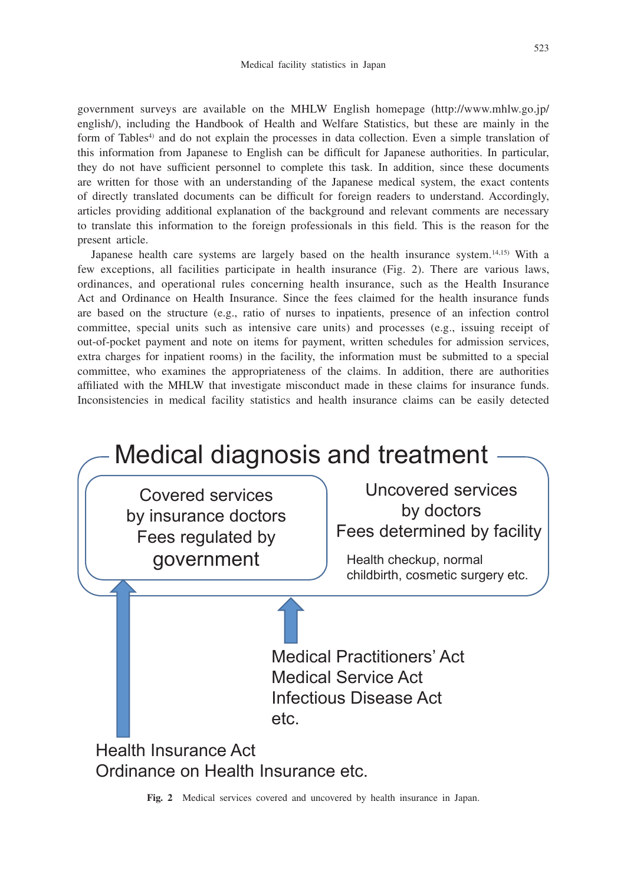government surveys are available on the MHLW English homepage (http://www.mhlw.go.jp/english/), including the Handbook of Health and Welfare Statistics, but these are mainly in the form of Tables[4] and do not explain the processes in data collection. Even a simple translation of this information from Japanese to English can be difficult for Japanese authorities. In particular, they do not have sufficient personnel to complete this task. In addition, since these documents are written for those with an understanding of the Japanese medical system, the exact contents of directly translated documents can be difficult for foreign readers to understand. Accordingly, articles providing additional explanation of the background and relevant comments are necessary to translate this information to the foreign professionals in this field. This is the reason for the present article.

Japanese health care systems are largely based on the health insurance system.[14,15] With a few exceptions, all facilities participate in health insurance (Fig. 2). There are various laws, ordinances, and operational rules concerning health insurance, such as the Health Insurance Act and Ordinance on Health Insurance. Since the fees claimed for the health insurance funds are based on the structure (e.g., ratio of nurses to inpatients, presence of an infection control committee, special units such as intensive care units) and processes (e.g., issuing receipt of out-of-pocket payment and note on items for payment, written schedules for admission services, extra charges for inpatient rooms) in the facility, the information must be submitted to a special committee, who examines the appropriateness of the claims. In addition, there are authorities affiliated with the MHLW that investigate misconduct made in these claims for insurance funds. Inconsistencies in medical facility statistics and health insurance claims can be easily detected

Medical diagnosis and treatment

Covered services by insurance doctors
Fees regulated by government

Uncovered services by doctors
Fees determined by facility
Health checkup, normal childbirth, cosmetic surgery etc.

Medical Practitioners' Act
Medical Service Act
Infectious Disease Act
etc.

Health Insurance Act
Ordinance on Health Insurance etc.

**Fig. 2** Medical services covered and uncovered by health insurance in Japan.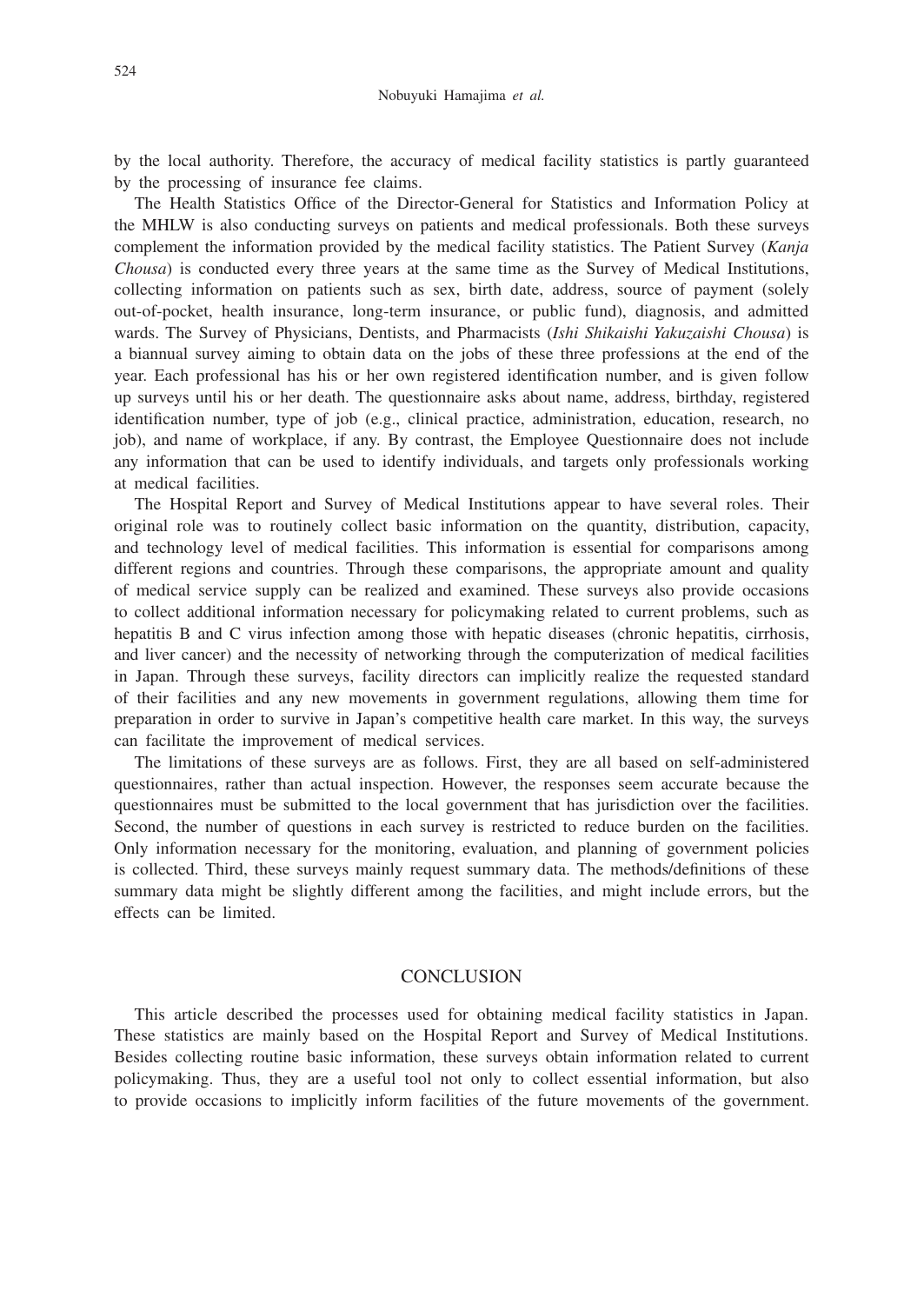by the local authority. Therefore, the accuracy of medical facility statistics is partly guaranteed by the processing of insurance fee claims.

The Health Statistics Office of the Director-General for Statistics and Information Policy at the MHLW is also conducting surveys on patients and medical professionals. Both these surveys complement the information provided by the medical facility statistics. The Patient Survey (*Kanja Chousa*) is conducted every three years at the same time as the Survey of Medical Institutions, collecting information on patients such as sex, birth date, address, source of payment (solely out-of-pocket, health insurance, long-term insurance, or public fund), diagnosis, and admitted wards. The Survey of Physicians, Dentists, and Pharmacists (*Ishi Shikaishi Yakuzaishi Chousa*) is a biannual survey aiming to obtain data on the jobs of these three professions at the end of the year. Each professional has his or her own registered identification number, and is given follow up surveys until his or her death. The questionnaire asks about name, address, birthday, registered identification number, type of job (e.g., clinical practice, administration, education, research, no job), and name of workplace, if any. By contrast, the Employee Questionnaire does not include any information that can be used to identify individuals, and targets only professionals working at medical facilities.

The Hospital Report and Survey of Medical Institutions appear to have several roles. Their original role was to routinely collect basic information on the quantity, distribution, capacity, and technology level of medical facilities. This information is essential for comparisons among different regions and countries. Through these comparisons, the appropriate amount and quality of medical service supply can be realized and examined. These surveys also provide occasions to collect additional information necessary for policymaking related to current problems, such as hepatitis B and C virus infection among those with hepatic diseases (chronic hepatitis, cirrhosis, and liver cancer) and the necessity of networking through the computerization of medical facilities in Japan. Through these surveys, facility directors can implicitly realize the requested standard of their facilities and any new movements in government regulations, allowing them time for preparation in order to survive in Japan's competitive health care market. In this way, the surveys can facilitate the improvement of medical services.

The limitations of these surveys are as follows. First, they are all based on self-administered questionnaires, rather than actual inspection. However, the responses seem accurate because the questionnaires must be submitted to the local government that has jurisdiction over the facilities. Second, the number of questions in each survey is restricted to reduce burden on the facilities. Only information necessary for the monitoring, evaluation, and planning of government policies is collected. Third, these surveys mainly request summary data. The methods/definitions of these summary data might be slightly different among the facilities, and might include errors, but the effects can be limited.

## CONCLUSION

This article described the processes used for obtaining medical facility statistics in Japan. These statistics are mainly based on the Hospital Report and Survey of Medical Institutions. Besides collecting routine basic information, these surveys obtain information related to current policymaking. Thus, they are a useful tool not only to collect essential information, but also to provide occasions to implicitly inform facilities of the future movements of the government.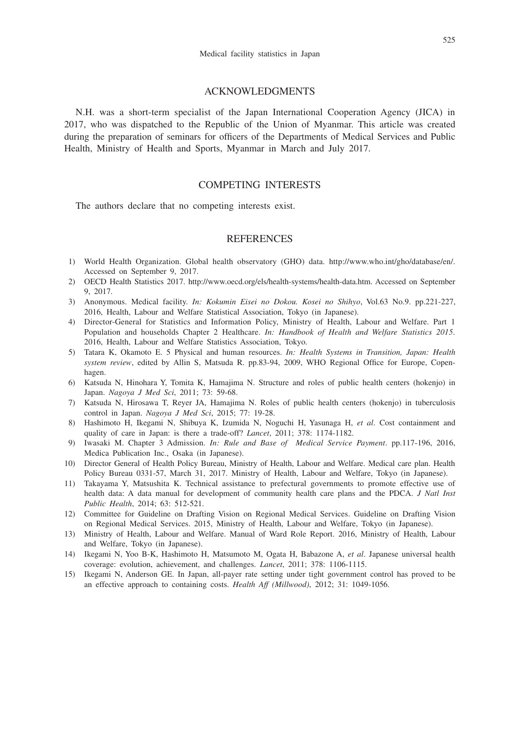## ACKNOWLEDGMENTS

N.H. was a short-term specialist of the Japan International Cooperation Agency (JICA) in 2017, who was dispatched to the Republic of the Union of Myanmar. This article was created during the preparation of seminars for officers of the Departments of Medical Services and Public Health, Ministry of Health and Sports, Myanmar in March and July 2017.

## COMPETING INTERESTS

The authors declare that no competing interests exist.

## REFERENCES

1) World Health Organization. Global health observatory (GHO) data. http://www.who.int/gho/database/en/. Accessed on September 9, 2017.
2) OECD Health Statistics 2017. http://www.oecd.org/els/health-systems/health-data.htm. Accessed on September 9, 2017.
3) Anonymous. Medical facility. *In: Kokumin Eisei no Dokou. Kosei no Shihyo*, Vol.63 No.9. pp.221-227, 2016, Health, Labour and Welfare Statistical Association, Tokyo (in Japanese).
4) Director-General for Statistics and Information Policy, Ministry of Health, Labour and Welfare. Part 1 Population and households Chapter 2 Healthcare. *In: Handbook of Health and Welfare Statistics 2015*. 2016, Health, Labour and Welfare Statistics Association, Tokyo.
5) Tatara K, Okamoto E. 5 Physical and human resources. *In: Health Systems in Transition, Japan: Health system review*, edited by Allin S, Matsuda R. pp.83-94, 2009, WHO Regional Office for Europe, Copenhagen.
6) Katsuda N, Hinohara Y, Tomita K, Hamajima N. Structure and roles of public health centers (hokenjo) in Japan. *Nagoya J Med Sci*, 2011; 73: 59-68.
7) Katsuda N, Hirosawa T, Reyer JA, Hamajima N. Roles of public health centers (hokenjo) in tuberculosis control in Japan. *Nagoya J Med Sci*, 2015; 77: 19-28.
8) Hashimoto H, Ikegami N, Shibuya K, Izumida N, Noguchi H, Yasunaga H, *et al*. Cost containment and quality of care in Japan: is there a trade-off? *Lancet*, 2011; 378: 1174-1182.
9) Iwasaki M. Chapter 3 Admission. *In: Rule and Base of Medical Service Payment*. pp.117-196, 2016, Medica Publication Inc., Osaka (in Japanese).
10) Director General of Health Policy Bureau, Ministry of Health, Labour and Welfare. Medical care plan. Health Policy Bureau 0331-57, March 31, 2017. Ministry of Health, Labour and Welfare, Tokyo (in Japanese).
11) Takayama Y, Matsushita K. Technical assistance to prefectural governments to promote effective use of health data: A data manual for development of community health care plans and the PDCA. *J Natl Inst Public Health*, 2014; 63: 512-521.
12) Committee for Guideline on Drafting Vision on Regional Medical Services. Guideline on Drafting Vision on Regional Medical Services. 2015, Ministry of Health, Labour and Welfare, Tokyo (in Japanese).
13) Ministry of Health, Labour and Welfare. Manual of Ward Role Report. 2016, Ministry of Health, Labour and Welfare, Tokyo (in Japanese).
14) Ikegami N, Yoo B-K, Hashimoto H, Matsumoto M, Ogata H, Babazone A, *et al*. Japanese universal health coverage: evolution, achievement, and challenges. *Lancet*, 2011; 378: 1106-1115.
15) Ikegami N, Anderson GE. In Japan, all-payer rate setting under tight government control has proved to be an effective approach to containing costs. *Health Aff (Millwood)*, 2012; 31: 1049-1056.